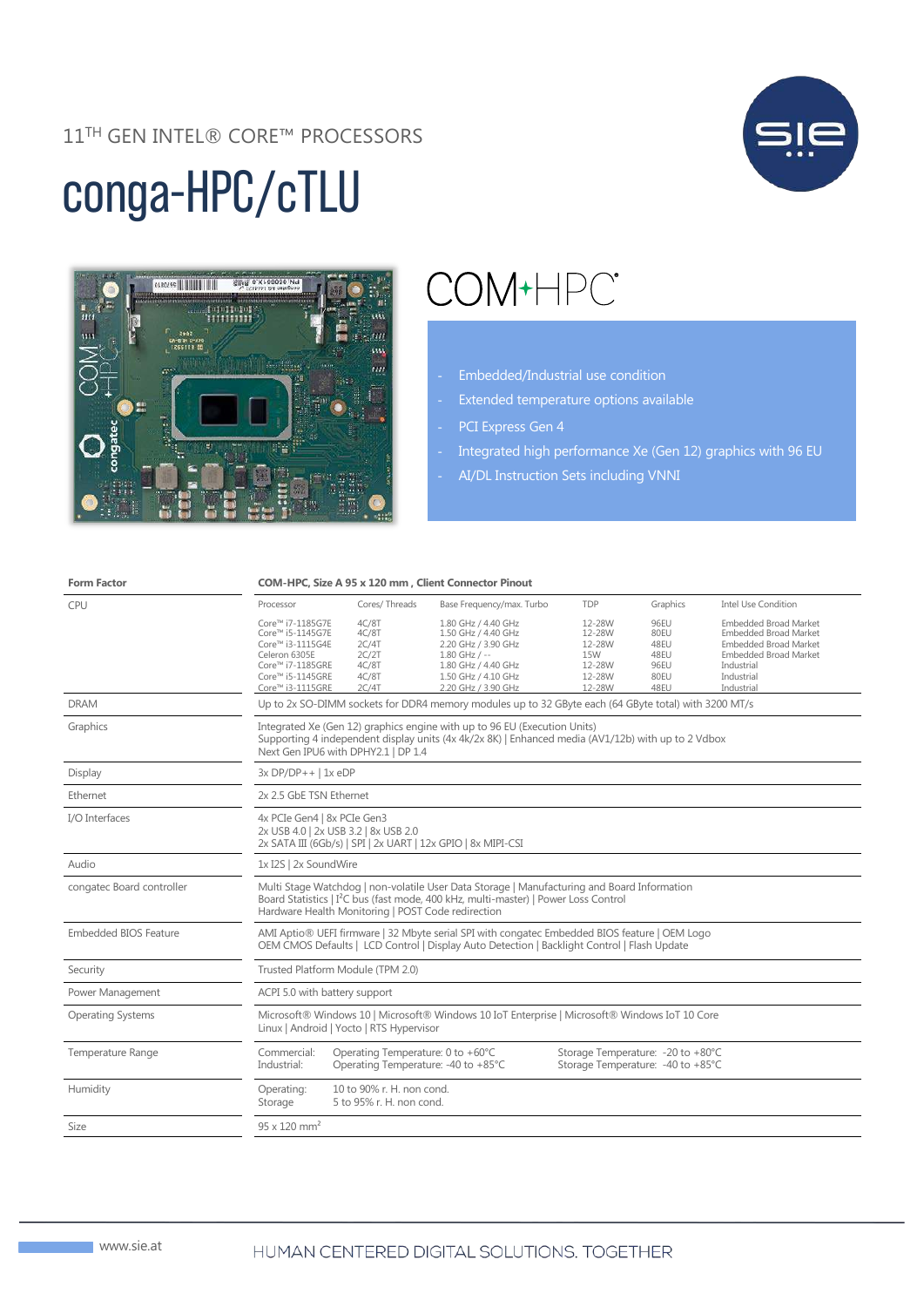11TH GEN INTEL® CORE™ PROCESSORS

# conga-HPC/cTLU

COM-HPC

- Embedded/Industrial use condition
- Extended temperature options available
- PCI Express Gen 4
- Integrated high performance Xe (Gen 12) graphics with 96 EU
- AI/DL Instruction Sets including VNNI

| Form Factor | COM-HPC, Size A 95 x 120 mm , Client Connector Pinout | | | | | |
|---|---|---|---|---|---|---|
| CPU | Processor | Cores/ Threads | Base Frequency/max. Turbo | TDP | Graphics | Intel Use Condition |
| | Core™ i7-1185G7E | 4C/8T | 1.80 GHz / 4.40 GHz | 12-28W | 96EU | Embedded Broad Market |
| | Core™ i5-1145G7E | 4C/8T | 1.50 GHz / 4.40 GHz | 12-28W | 80EU | Embedded Broad Market |
| | Core™ i3-1115G4E | 2C/4T | 2.20 GHz / 3.90 GHz | 12-28W | 48EU | Embedded Broad Market |
| | Celeron 6305E | 2C/2T | 1.80 GHz / -- | 15W | 48EU | Embedded Broad Market |
| | Core™ i7-1185GRE | 4C/8T | 1.80 GHz / 4.40 GHz | 12-28W | 96EU | Industrial |
| | Core™ i5-1145GRE | 4C/8T | 1.50 GHz / 4.10 GHz | 12-28W | 80EU | Industrial |
| | Core™ i3-1115GRE | 2C/4T | 2.20 GHz / 3.90 GHz | 12-28W | 48EU | Industrial |
| DRAM | Up to 2x SO-DIMM sockets for DDR4 memory modules up to 32 GByte each (64 GByte total) with 3200 MT/s | | | | | |
| Graphics | Integrated Xe (Gen 12) graphics engine with up to 96 EU (Execution Units)<br>Supporting 4 independent display units (4x 4k/2x 8K) \| Enhanced media (AV1/12b) with up to 2 Vdbox<br>Next Gen IPU6 with DPHY2.1 \| DP 1.4 | | | | | |
| Display | 3x DP/DP++ \| 1x eDP | | | | | |
| Ethernet | 2x 2.5 GbE TSN Ethernet | | | | | |
| I/O Interfaces | 4x PCIe Gen4 \| 8x PCIe Gen3<br>2x USB 4.0 \| 2x USB 3.2 \| 8x USB 2.0<br>2x SATA III (6Gb/s) \| SPI \| 2x UART \| 12x GPIO \| 8x MIPI-CSI | | | | | |
| Audio | 1x I2S \| 2x SoundWire | | | | | |
| congatec Board controller | Multi Stage Watchdog \| non-volatile User Data Storage \| Manufacturing and Board Information<br>Board Statistics \| I²C bus (fast mode, 400 kHz, multi-master) \| Power Loss Control<br>Hardware Health Monitoring \| POST Code redirection | | | | | |
| Embedded BIOS Feature | AMI Aptio® UEFI firmware \| 32 Mbyte serial SPI with congatec Embedded BIOS feature \| OEM Logo<br>OEM CMOS Defaults \| LCD Control \| Display Auto Detection \| Backlight Control \| Flash Update | | | | | |
| Security | Trusted Platform Module (TPM 2.0) | | | | | |
| Power Management | ACPI 5.0 with battery support | | | | | |
| Operating Systems | Microsoft® Windows 10 \| Microsoft® Windows 10 IoT Enterprise \| Microsoft® Windows IoT 10 Core<br>Linux \| Android \| Yocto \| RTS Hypervisor | | | | | |
| Temperature Range | Commercial: Operating Temperature: 0 to +60°C &nbsp; Storage Temperature: -20 to +80°C<br>Industrial: Operating Temperature: -40 to +85°C &nbsp; Storage Temperature: -40 to +85°C | | | | | |
| Humidity | Operating: 10 to 90% r. H. non cond.<br>Storage 5 to 95% r. H. non cond. | | | | | |
| Size | 95 x 120 mm² | | | | | |

www.sie.at

HUMAN CENTERED DIGITAL SOLUTIONS. TOGETHER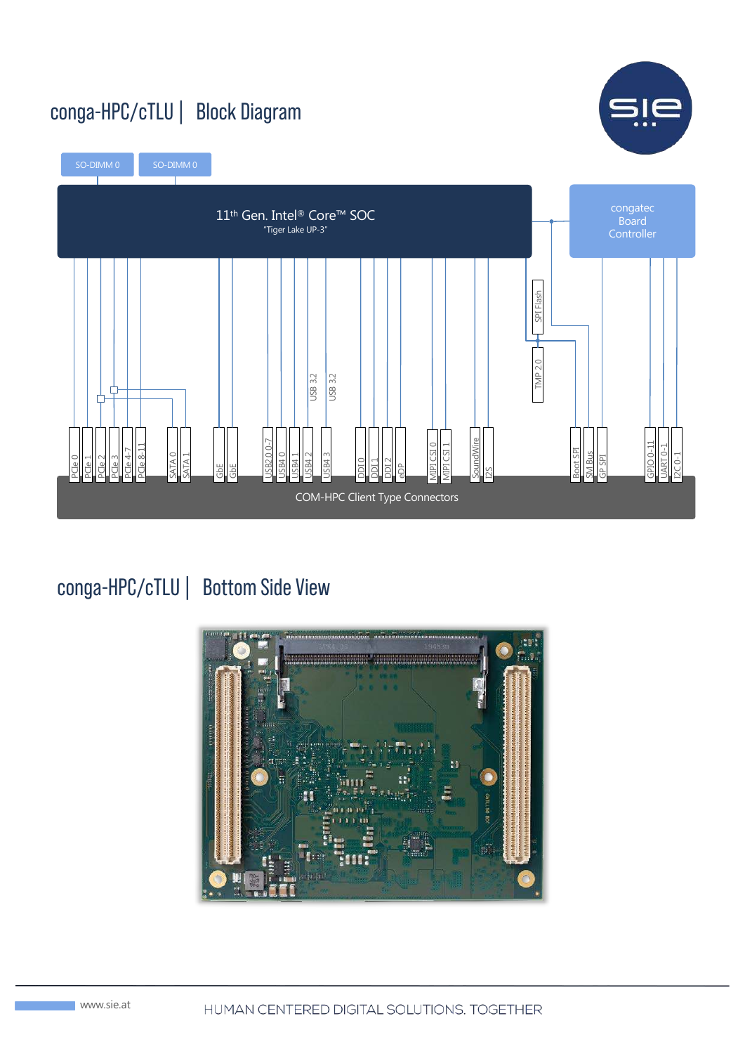## conga-HPC/cTLU | Block Diagram

SO-DIMM 0 | SO-DIMM 0

11th Gen. Intel® Core™ SOC
"Tiger Lake UP-3"

congatec Board Controller

SPI Flash

TMP 2.0

USB 3.2 | USB 3.2

PCIe 0 | PCIe 1 | PCIe 2 | PCIe 3 | PCIe 4-7 | PCIe 8-11 | SATA 0 | SATA 1 | GbE | GbE | USB2.0 0-7 | USB4 0 | USB4 1 | USB4 2 | USB4 3 | DDI 0 | DDI 1 | DDI 2 | eDP | MIPI CSI 0 | MIPI CSI 1 | SoundWire | I2S | Boot SPI | SM Bus | GP SPI | GPIO 0-11 | UART 0-1 | I2C 0-1

COM-HPC Client Type Connectors

## conga-HPC/cTLU | Bottom Side View

www.sie.at

HUMAN CENTERED DIGITAL SOLUTIONS. TOGETHER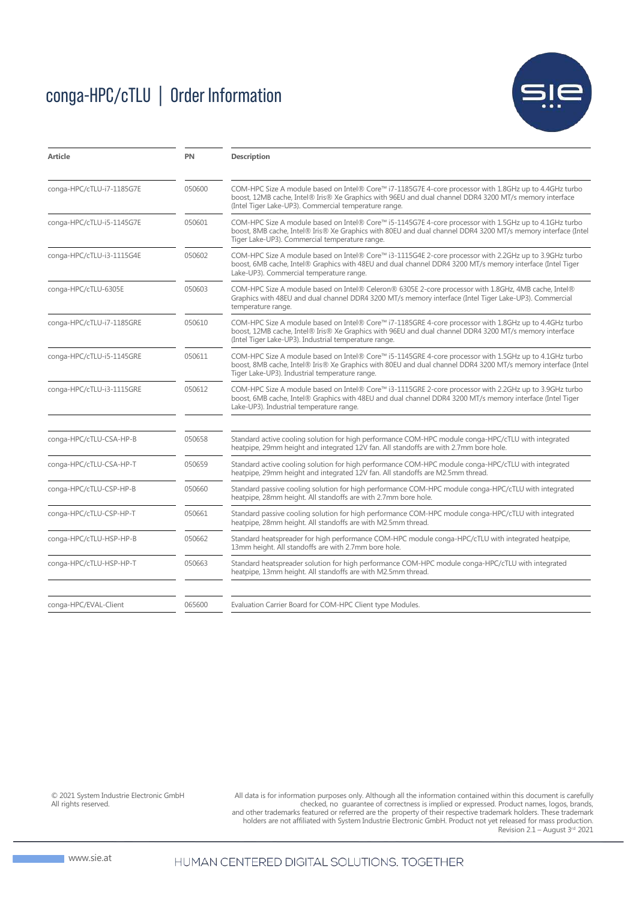# conga-HPC/cTLU | Order Information

| Article | PN | Description |
|---|---|---|
| conga-HPC/cTLU-i7-1185G7E | 050600 | COM-HPC Size A module based on Intel® Core™ i7-1185G7E 4-core processor with 1.8GHz up to 4.4GHz turbo boost, 12MB cache, Intel® Iris® Xe Graphics with 96EU and dual channel DDR4 3200 MT/s memory interface (Intel Tiger Lake-UP3). Commercial temperature range. |
| conga-HPC/cTLU-i5-1145G7E | 050601 | COM-HPC Size A module based on Intel® Core™ i5-1145G7E 4-core processor with 1.5GHz up to 4.1GHz turbo boost, 8MB cache, Intel® Iris® Xe Graphics with 80EU and dual channel DDR4 3200 MT/s memory interface (Intel Tiger Lake-UP3). Commercial temperature range. |
| conga-HPC/cTLU-i3-1115G4E | 050602 | COM-HPC Size A module based on Intel® Core™ i3-1115G4E 2-core processor with 2.2GHz up to 3.9GHz turbo boost, 6MB cache, Intel® Graphics with 48EU and dual channel DDR4 3200 MT/s memory interface (Intel Tiger Lake-UP3). Commercial temperature range. |
| conga-HPC/cTLU-6305E | 050603 | COM-HPC Size A module based on Intel® Celeron® 6305E 2-core processor with 1.8GHz, 4MB cache, Intel® Graphics with 48EU and dual channel DDR4 3200 MT/s memory interface (Intel Tiger Lake-UP3). Commercial temperature range. |
| conga-HPC/cTLU-i7-1185GRE | 050610 | COM-HPC Size A module based on Intel® Core™ i7-1185GRE 4-core processor with 1.8GHz up to 4.4GHz turbo boost, 12MB cache, Intel® Iris® Xe Graphics with 96EU and dual channel DDR4 3200 MT/s memory interface (Intel Tiger Lake-UP3). Industrial temperature range. |
| conga-HPC/cTLU-i5-1145GRE | 050611 | COM-HPC Size A module based on Intel® Core™ i5-1145GRE 4-core processor with 1.5GHz up to 4.1GHz turbo boost, 8MB cache, Intel® Iris® Xe Graphics with 80EU and dual channel DDR4 3200 MT/s memory interface (Intel Tiger Lake-UP3). Industrial temperature range. |
| conga-HPC/cTLU-i3-1115GRE | 050612 | COM-HPC Size A module based on Intel® Core™ i3-1115GRE 2-core processor with 2.2GHz up to 3.9GHz turbo boost, 6MB cache, Intel® Graphics with 48EU and dual channel DDR4 3200 MT/s memory interface (Intel Tiger Lake-UP3). Industrial temperature range. |
| conga-HPC/cTLU-CSA-HP-B | 050658 | Standard active cooling solution for high performance COM-HPC module conga-HPC/cTLU with integrated heatpipe, 29mm height and integrated 12V fan. All standoffs are with 2.7mm bore hole. |
| conga-HPC/cTLU-CSA-HP-T | 050659 | Standard active cooling solution for high performance COM-HPC module conga-HPC/cTLU with integrated heatpipe, 29mm height and integrated 12V fan. All standoffs are M2.5mm thread. |
| conga-HPC/cTLU-CSP-HP-B | 050660 | Standard passive cooling solution for high performance COM-HPC module conga-HPC/cTLU with integrated heatpipe, 28mm height. All standoffs are with 2.7mm bore hole. |
| conga-HPC/cTLU-CSP-HP-T | 050661 | Standard passive cooling solution for high performance COM-HPC module conga-HPC/cTLU with integrated heatpipe, 28mm height. All standoffs are with M2.5mm thread. |
| conga-HPC/cTLU-HSP-HP-B | 050662 | Standard heatspreader for high performance COM-HPC module conga-HPC/cTLU with integrated heatpipe, 13mm height. All standoffs are with 2.7mm bore hole. |
| conga-HPC/cTLU-HSP-HP-T | 050663 | Standard heatspreader solution for high performance COM-HPC module conga-HPC/cTLU with integrated heatpipe, 13mm height. All standoffs are with M2.5mm thread. |
| conga-HPC/EVAL-Client | 065600 | Evaluation Carrier Board for COM-HPC Client type Modules. |

© 2021 System Industrie Electronic GmbH
All rights reserved.

All data is for information purposes only. Although all the information contained within this document is carefully checked, no guarantee of correctness is implied or expressed. Product names, logos, brands, and other trademarks featured or referred are the property of their respective trademark holders. These trademark holders are not affiliated with System Industrie Electronic GmbH. Product not yet released for mass production.
Revision 2.1 – August 3rd 2021

www.sie.at

HUMAN CENTERED DIGITAL SOLUTIONS. TOGETHER